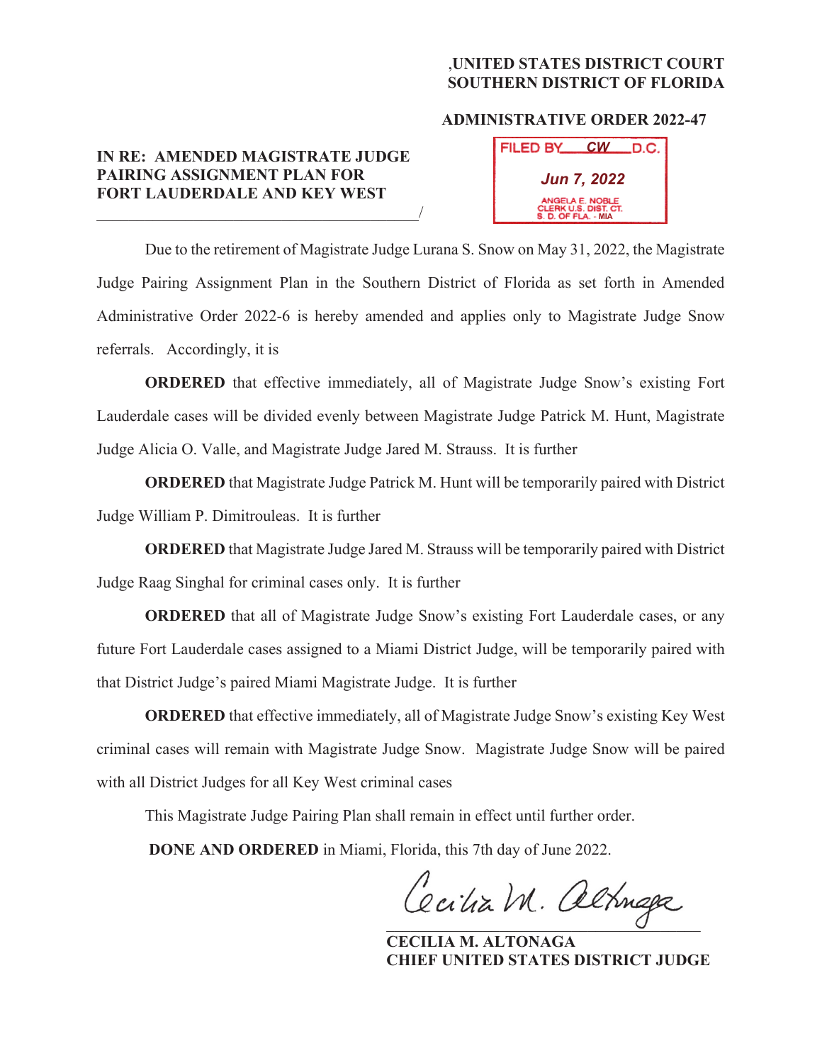,UNITED STATES DISTRICT COURT
SOUTHERN DISTRICT OF FLORIDA

**ADMINISTRATIVE ORDER 2022-47**

FILED BY CW D.C.
Jun 7, 2022
ANGELA E. NOBLE
CLERK U.S. DIST. CT.
S. D. OF FLA. - MIA

**IN RE: AMENDED MAGISTRATE JUDGE PAIRING ASSIGNMENT PLAN FOR FORT LAUDERDALE AND KEY WEST**
_______________________________________/

Due to the retirement of Magistrate Judge Lurana S. Snow on May 31, 2022, the Magistrate Judge Pairing Assignment Plan in the Southern District of Florida as set forth in Amended Administrative Order 2022-6 is hereby amended and applies only to Magistrate Judge Snow referrals. Accordingly, it is

**ORDERED** that effective immediately, all of Magistrate Judge Snow's existing Fort Lauderdale cases will be divided evenly between Magistrate Judge Patrick M. Hunt, Magistrate Judge Alicia O. Valle, and Magistrate Judge Jared M. Strauss. It is further

**ORDERED** that Magistrate Judge Patrick M. Hunt will be temporarily paired with District Judge William P. Dimitrouleas. It is further

**ORDERED** that Magistrate Judge Jared M. Strauss will be temporarily paired with District Judge Raag Singhal for criminal cases only. It is further

**ORDERED** that all of Magistrate Judge Snow's existing Fort Lauderdale cases, or any future Fort Lauderdale cases assigned to a Miami District Judge, will be temporarily paired with that District Judge's paired Miami Magistrate Judge. It is further

**ORDERED** that effective immediately, all of Magistrate Judge Snow's existing Key West criminal cases will remain with Magistrate Judge Snow. Magistrate Judge Snow will be paired with all District Judges for all Key West criminal cases

This Magistrate Judge Pairing Plan shall remain in effect until further order.

**DONE AND ORDERED** in Miami, Florida, this 7th day of June 2022.

Cecilia M. Altonaga
_______________________________

**CECILIA M. ALTONAGA**
**CHIEF UNITED STATES DISTRICT JUDGE**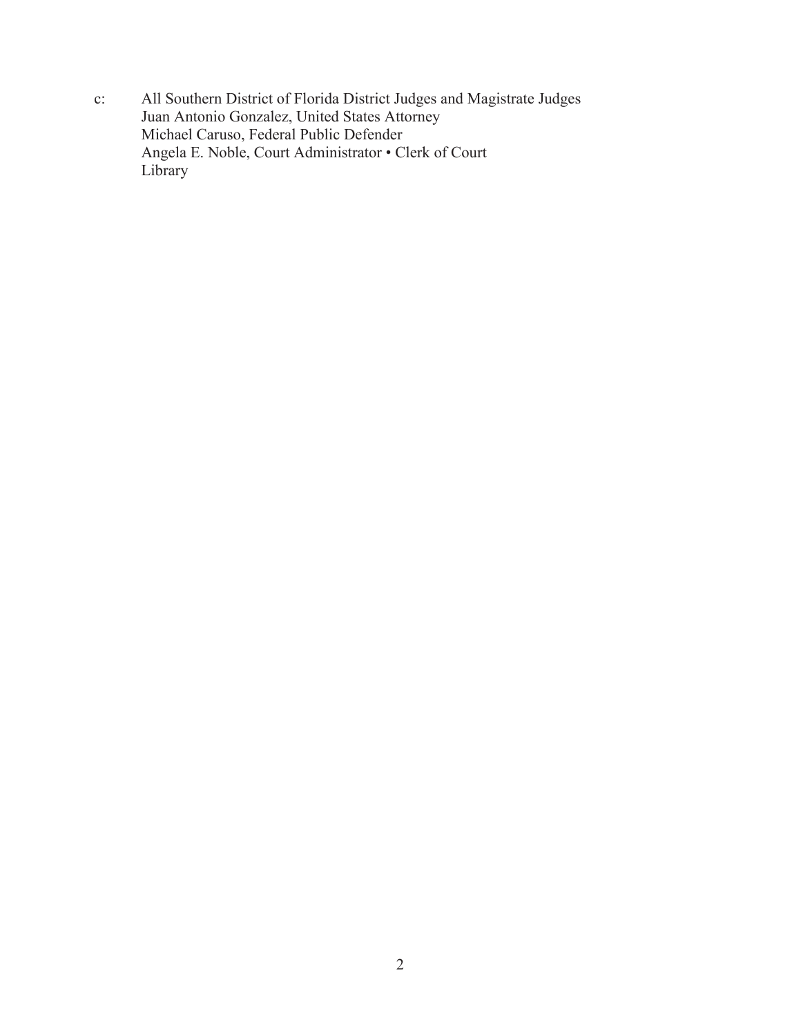c: All Southern District of Florida District Judges and Magistrate Judges
Juan Antonio Gonzalez, United States Attorney
Michael Caruso, Federal Public Defender
Angela E. Noble, Court Administrator • Clerk of Court
Library